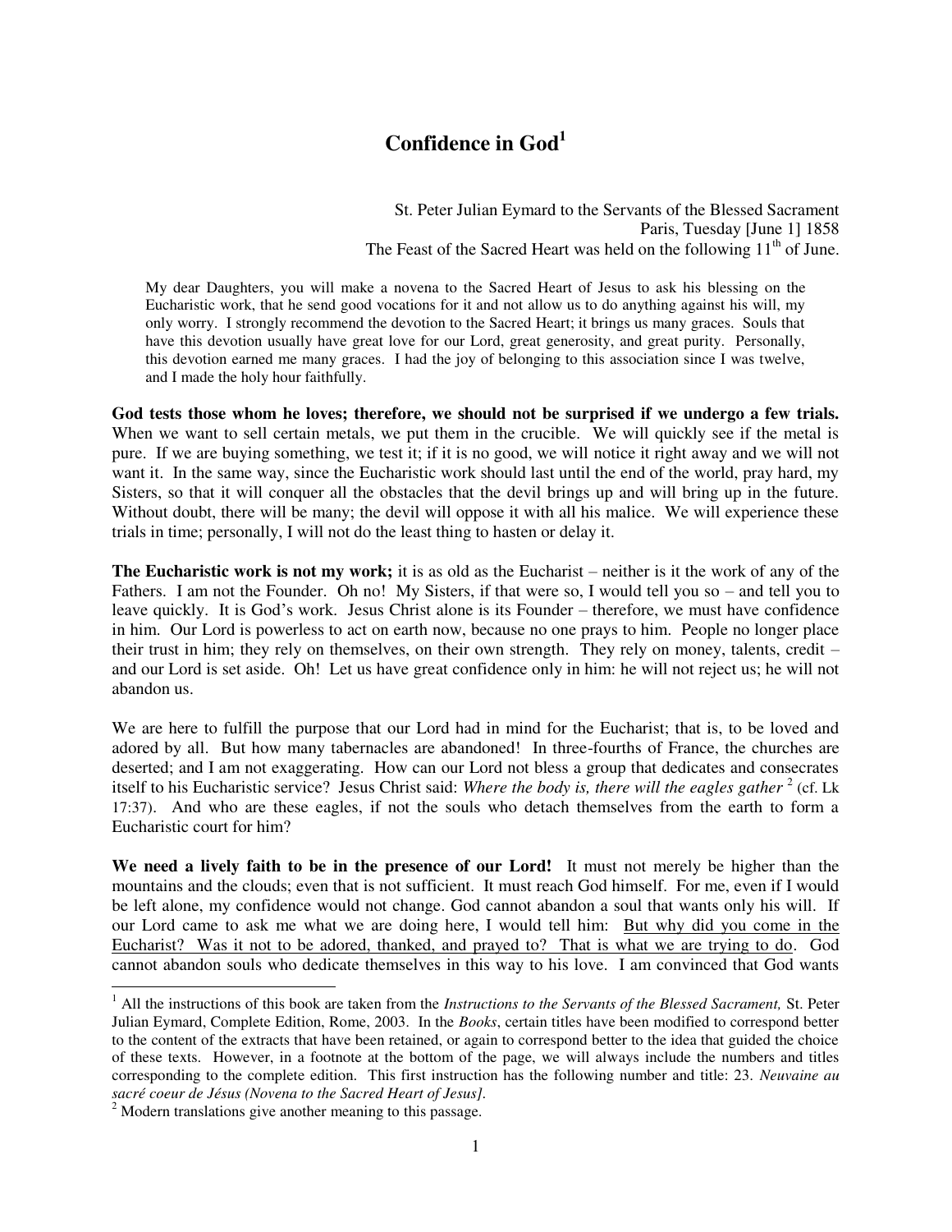# Confidence in God[1]

St. Peter Julian Eymard to the Servants of the Blessed Sacrament
Paris, Tuesday [June 1] 1858
The Feast of the Sacred Heart was held on the following 11th of June.

> My dear Daughters, you will make a novena to the Sacred Heart of Jesus to ask his blessing on the Eucharistic work, that he send good vocations for it and not allow us to do anything against his will, my only worry. I strongly recommend the devotion to the Sacred Heart; it brings us many graces. Souls that have this devotion usually have great love for our Lord, great generosity, and great purity. Personally, this devotion earned me many graces. I had the joy of belonging to this association since I was twelve, and I made the holy hour faithfully.

**God tests those whom he loves; therefore, we should not be surprised if we undergo a few trials.** When we want to sell certain metals, we put them in the crucible. We will quickly see if the metal is pure. If we are buying something, we test it; if it is no good, we will notice it right away and we will not want it. In the same way, since the Eucharistic work should last until the end of the world, pray hard, my Sisters, so that it will conquer all the obstacles that the devil brings up and will bring up in the future. Without doubt, there will be many; the devil will oppose it with all his malice. We will experience these trials in time; personally, I will not do the least thing to hasten or delay it.

**The Eucharistic work is not my work;** it is as old as the Eucharist – neither is it the work of any of the Fathers. I am not the Founder. Oh no! My Sisters, if that were so, I would tell you so – and tell you to leave quickly. It is God's work. Jesus Christ alone is its Founder – therefore, we must have confidence in him. Our Lord is powerless to act on earth now, because no one prays to him. People no longer place their trust in him; they rely on themselves, on their own strength. They rely on money, talents, credit – and our Lord is set aside. Oh! Let us have great confidence only in him: he will not reject us; he will not abandon us.

We are here to fulfill the purpose that our Lord had in mind for the Eucharist; that is, to be loved and adored by all. But how many tabernacles are abandoned! In three-fourths of France, the churches are deserted; and I am not exaggerating. How can our Lord not bless a group that dedicates and consecrates itself to his Eucharistic service? Jesus Christ said: *Where the body is, there will the eagles gather* [2] (cf. Lk 17:37). And who are these eagles, if not the souls who detach themselves from the earth to form a Eucharistic court for him?

**We need a lively faith to be in the presence of our Lord!** It must not merely be higher than the mountains and the clouds; even that is not sufficient. It must reach God himself. For me, even if I would be left alone, my confidence would not change. God cannot abandon a soul that wants only his will. If our Lord came to ask me what we are doing here, I would tell him: <u>But why did you come in the Eucharist? Was it not to be adored, thanked, and prayed to? That is what we are trying to do.</u> God cannot abandon souls who dedicate themselves in this way to his love. I am convinced that God wants

---

[1] All the instructions of this book are taken from the *Instructions to the Servants of the Blessed Sacrament,* St. Peter Julian Eymard, Complete Edition, Rome, 2003. In the *Books*, certain titles have been modified to correspond better to the content of the extracts that have been retained, or again to correspond better to the idea that guided the choice of these texts. However, in a footnote at the bottom of the page, we will always include the numbers and titles corresponding to the complete edition. This first instruction has the following number and title: 23. *Neuvaine au sacré coeur de Jésus (Novena to the Sacred Heart of Jesus].*

[2] Modern translations give another meaning to this passage.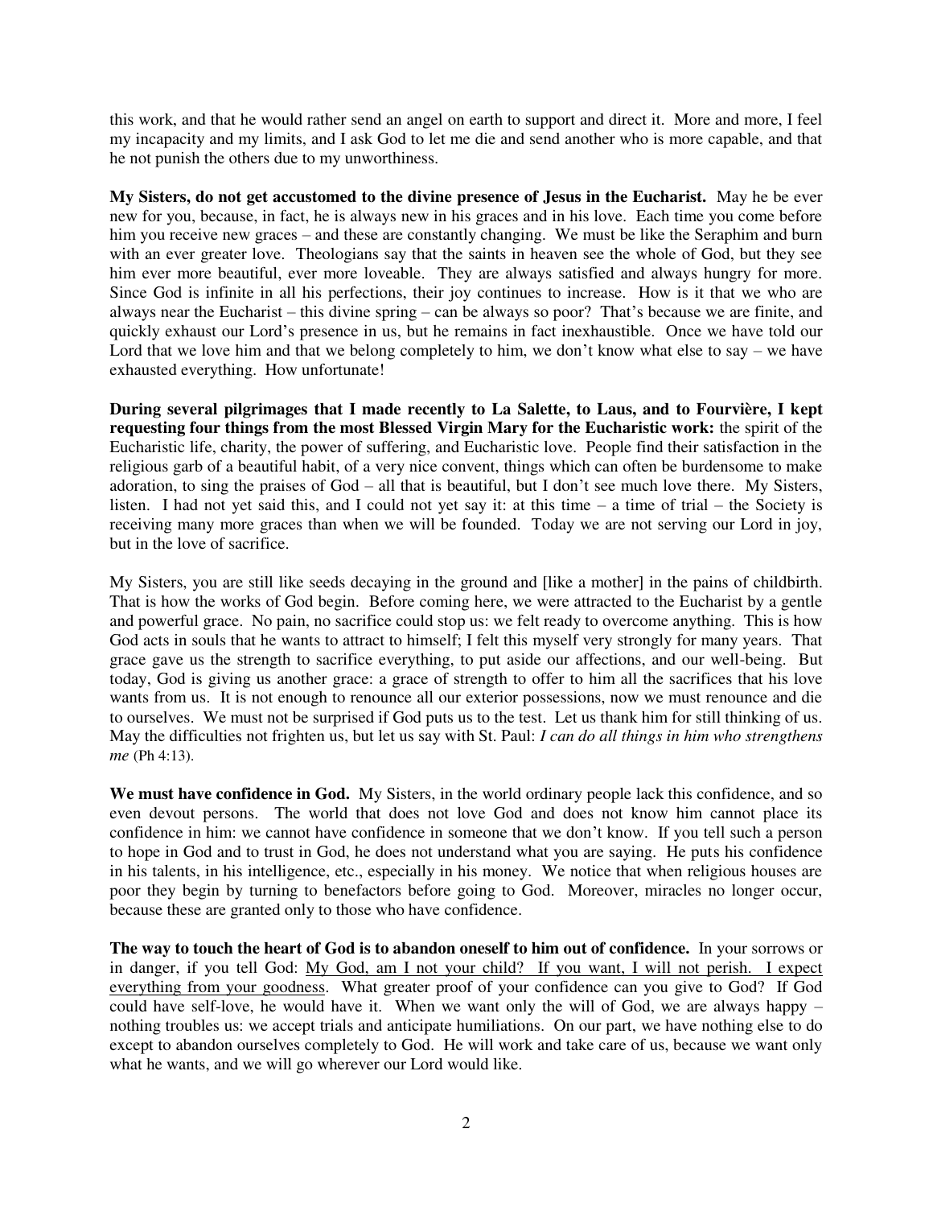this work, and that he would rather send an angel on earth to support and direct it. More and more, I feel my incapacity and my limits, and I ask God to let me die and send another who is more capable, and that he not punish the others due to my unworthiness.

**My Sisters, do not get accustomed to the divine presence of Jesus in the Eucharist.** May he be ever new for you, because, in fact, he is always new in his graces and in his love. Each time you come before him you receive new graces – and these are constantly changing. We must be like the Seraphim and burn with an ever greater love. Theologians say that the saints in heaven see the whole of God, but they see him ever more beautiful, ever more loveable. They are always satisfied and always hungry for more. Since God is infinite in all his perfections, their joy continues to increase. How is it that we who are always near the Eucharist – this divine spring – can be always so poor? That's because we are finite, and quickly exhaust our Lord's presence in us, but he remains in fact inexhaustible. Once we have told our Lord that we love him and that we belong completely to him, we don't know what else to say – we have exhausted everything. How unfortunate!

**During several pilgrimages that I made recently to La Salette, to Laus, and to Fourvière, I kept requesting four things from the most Blessed Virgin Mary for the Eucharistic work:** the spirit of the Eucharistic life, charity, the power of suffering, and Eucharistic love. People find their satisfaction in the religious garb of a beautiful habit, of a very nice convent, things which can often be burdensome to make adoration, to sing the praises of God – all that is beautiful, but I don't see much love there. My Sisters, listen. I had not yet said this, and I could not yet say it: at this time – a time of trial – the Society is receiving many more graces than when we will be founded. Today we are not serving our Lord in joy, but in the love of sacrifice.

My Sisters, you are still like seeds decaying in the ground and [like a mother] in the pains of childbirth. That is how the works of God begin. Before coming here, we were attracted to the Eucharist by a gentle and powerful grace. No pain, no sacrifice could stop us: we felt ready to overcome anything. This is how God acts in souls that he wants to attract to himself; I felt this myself very strongly for many years. That grace gave us the strength to sacrifice everything, to put aside our affections, and our well-being. But today, God is giving us another grace: a grace of strength to offer to him all the sacrifices that his love wants from us. It is not enough to renounce all our exterior possessions, now we must renounce and die to ourselves. We must not be surprised if God puts us to the test. Let us thank him for still thinking of us. May the difficulties not frighten us, but let us say with St. Paul: *I can do all things in him who strengthens me* (Ph 4:13).

**We must have confidence in God.** My Sisters, in the world ordinary people lack this confidence, and so even devout persons. The world that does not love God and does not know him cannot place its confidence in him: we cannot have confidence in someone that we don't know. If you tell such a person to hope in God and to trust in God, he does not understand what you are saying. He puts his confidence in his talents, in his intelligence, etc., especially in his money. We notice that when religious houses are poor they begin by turning to benefactors before going to God. Moreover, miracles no longer occur, because these are granted only to those who have confidence.

**The way to touch the heart of God is to abandon oneself to him out of confidence.** In your sorrows or in danger, if you tell God: <u>My God, am I not your child? If you want, I will not perish. I expect everything from your goodness</u>. What greater proof of your confidence can you give to God? If God could have self-love, he would have it. When we want only the will of God, we are always happy – nothing troubles us: we accept trials and anticipate humiliations. On our part, we have nothing else to do except to abandon ourselves completely to God. He will work and take care of us, because we want only what he wants, and we will go wherever our Lord would like.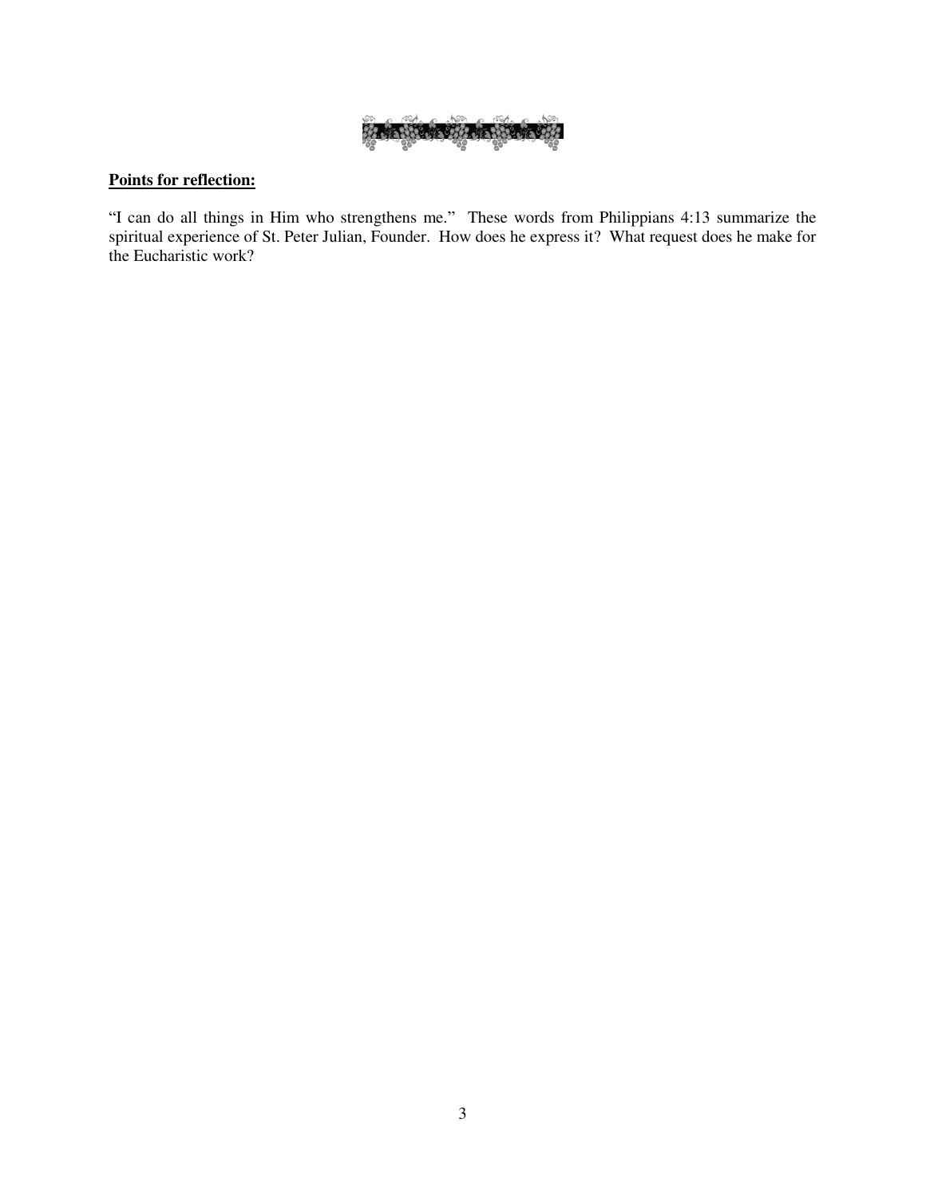**Points for reflection:**

"I can do all things in Him who strengthens me." These words from Philippians 4:13 summarize the spiritual experience of St. Peter Julian, Founder. How does he express it? What request does he make for the Eucharistic work?